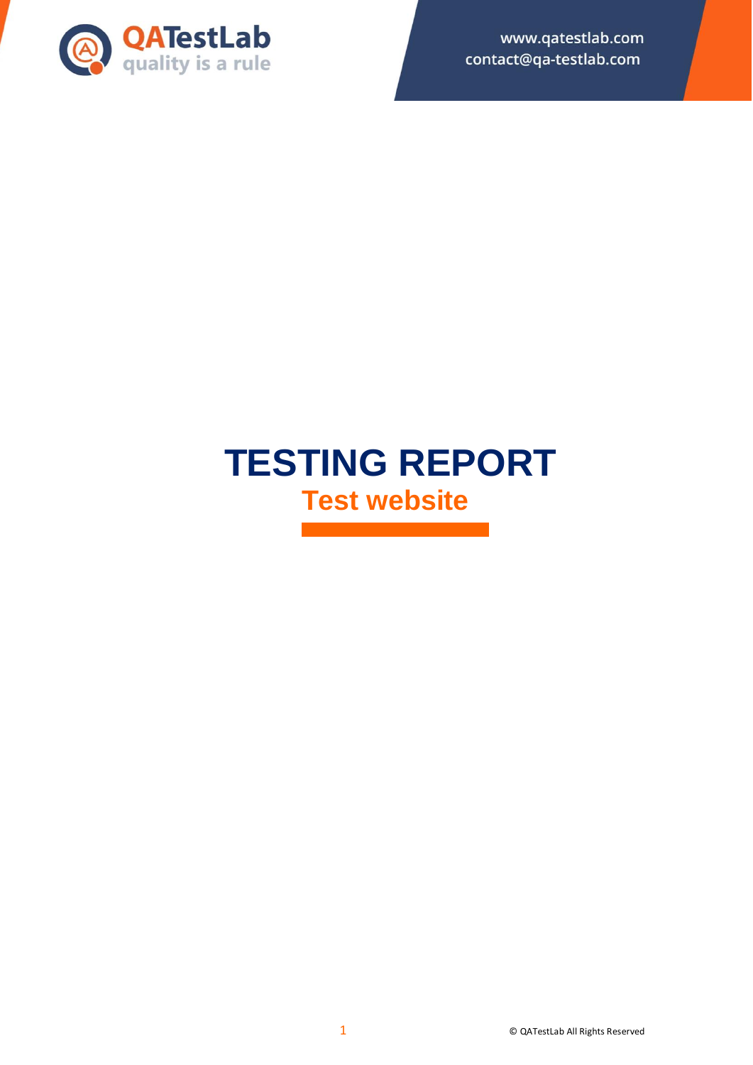www.qatestlab.com
contact@qa-testlab.com

# TESTING REPORT

## Test website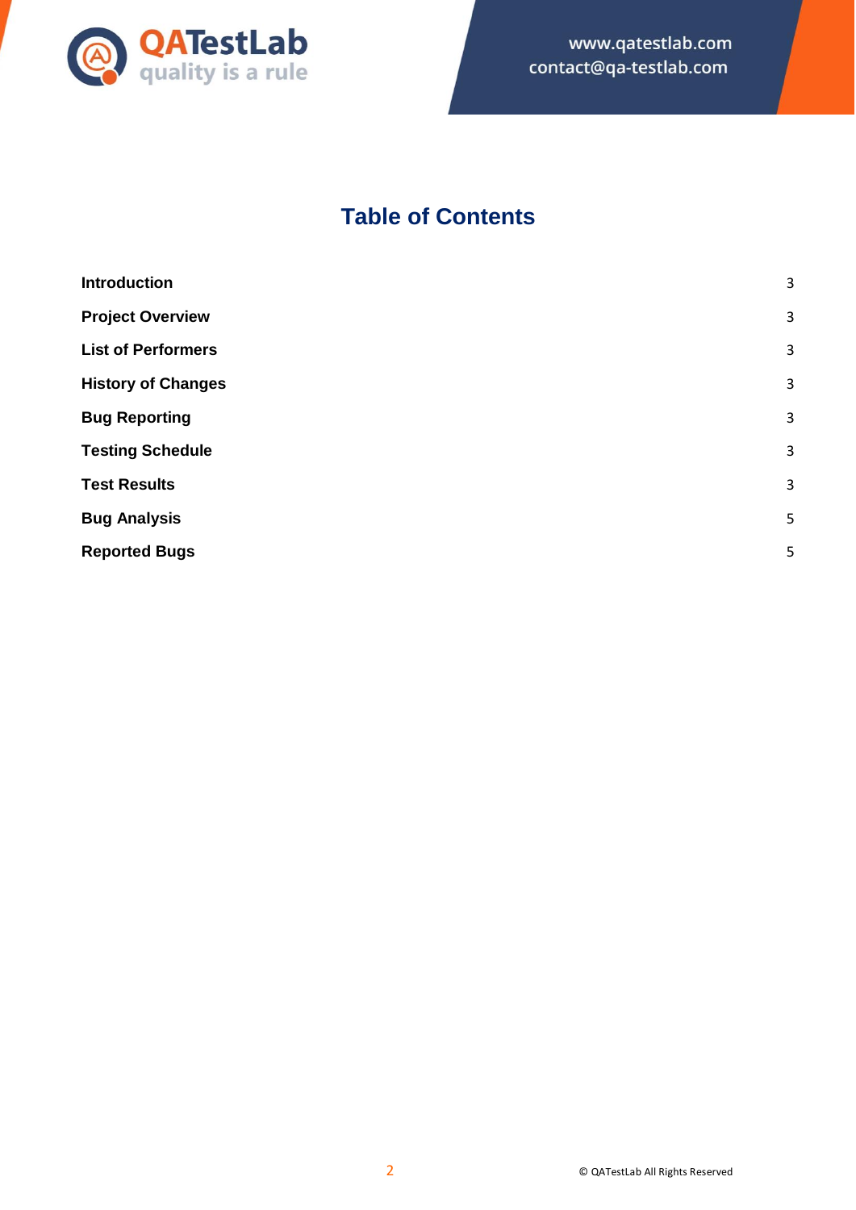# Table of Contents

| | |
|---|---|
| **Introduction** | 3 |
| **Project Overview** | 3 |
| **List of Performers** | 3 |
| **History of Changes** | 3 |
| **Bug Reporting** | 3 |
| **Testing Schedule** | 3 |
| **Test Results** | 3 |
| **Bug Analysis** | 5 |
| **Reported Bugs** | 5 |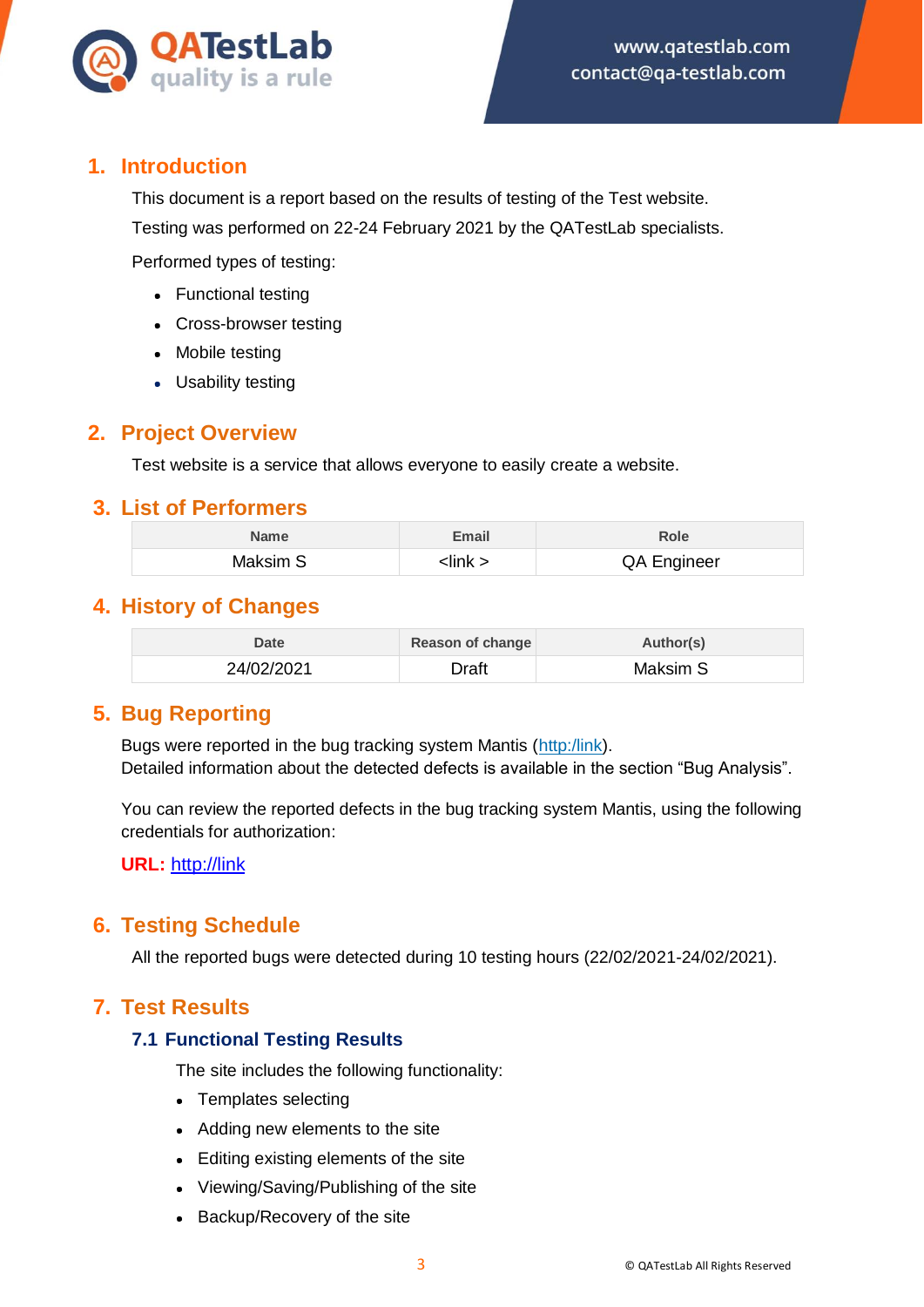## 1. Introduction

This document is a report based on the results of testing of the Test website.

Testing was performed on 22-24 February 2021 by the QATestLab specialists.

Performed types of testing:

- Functional testing
- Cross-browser testing
- Mobile testing
- Usability testing

## 2. Project Overview

Test website is a service that allows everyone to easily create a website.

## 3. List of Performers

| Name | Email | Role |
|---|---|---|
| Maksim S | <link > | QA Engineer |

## 4. History of Changes

| Date | Reason of change | Author(s) |
|---|---|---|
| 24/02/2021 | Draft | Maksim S |

## 5. Bug Reporting

Bugs were reported in the bug tracking system Mantis (http:/link).
Detailed information about the detected defects is available in the section “Bug Analysis”.

You can review the reported defects in the bug tracking system Mantis, using the following credentials for authorization:

**URL:** http://link

## 6. Testing Schedule

All the reported bugs were detected during 10 testing hours (22/02/2021-24/02/2021).

## 7. Test Results

### 7.1 Functional Testing Results

The site includes the following functionality:

- Templates selecting
- Adding new elements to the site
- Editing existing elements of the site
- Viewing/Saving/Publishing of the site
- Backup/Recovery of the site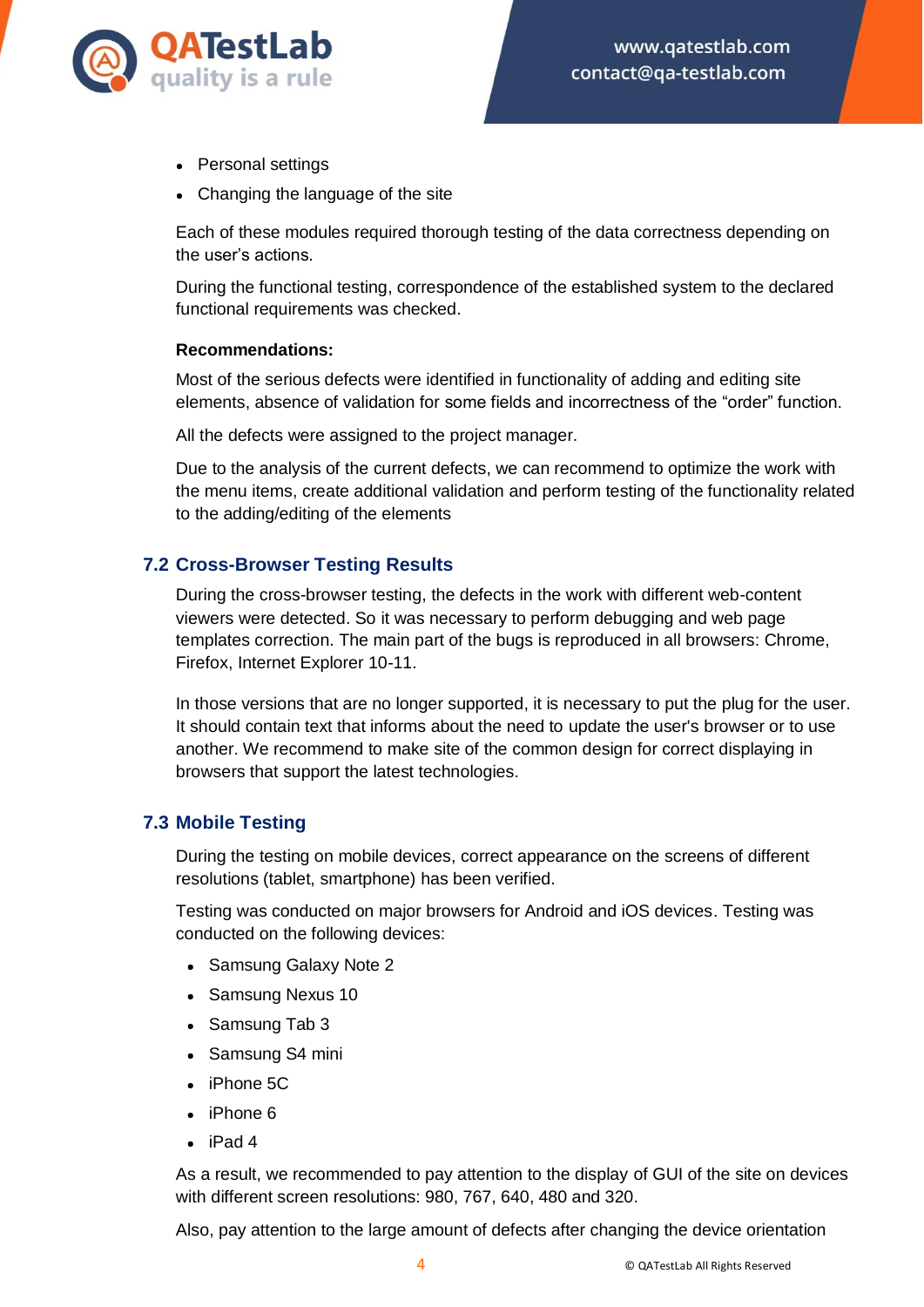- Personal settings
- Changing the language of the site

Each of these modules required thorough testing of the data correctness depending on the user's actions.

During the functional testing, correspondence of the established system to the declared functional requirements was checked.

**Recommendations:**

Most of the serious defects were identified in functionality of adding and editing site elements, absence of validation for some fields and incorrectness of the "order" function.

All the defects were assigned to the project manager.

Due to the analysis of the current defects, we can recommend to optimize the work with the menu items, create additional validation and perform testing of the functionality related to the adding/editing of the elements

## 7.2 Cross-Browser Testing Results

During the cross-browser testing, the defects in the work with different web-content viewers were detected. So it was necessary to perform debugging and web page templates correction. The main part of the bugs is reproduced in all browsers: Chrome, Firefox, Internet Explorer 10-11.

In those versions that are no longer supported, it is necessary to put the plug for the user. It should contain text that informs about the need to update the user's browser or to use another. We recommend to make site of the common design for correct displaying in browsers that support the latest technologies.

## 7.3 Mobile Testing

During the testing on mobile devices, correct appearance on the screens of different resolutions (tablet, smartphone) has been verified.

Testing was conducted on major browsers for Android and iOS devices. Testing was conducted on the following devices:

- Samsung Galaxy Note 2
- Samsung Nexus 10
- Samsung Tab 3
- Samsung S4 mini
- iPhone 5C
- iPhone 6
- iPad 4

As a result, we recommended to pay attention to the display of GUI of the site on devices with different screen resolutions: 980, 767, 640, 480 and 320.

Also, pay attention to the large amount of defects after changing the device orientation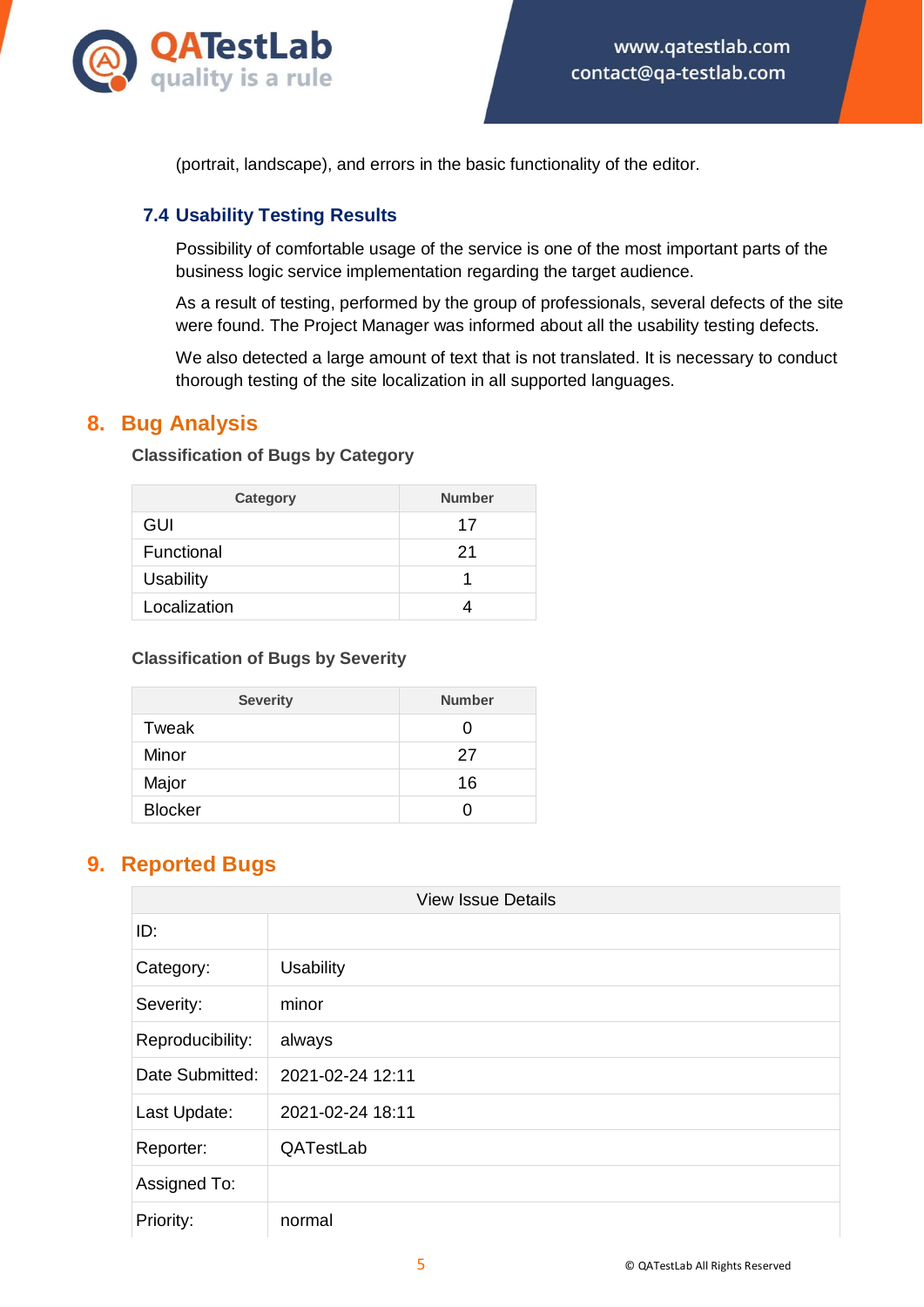(portrait, landscape), and errors in the basic functionality of the editor.

### 7.4 Usability Testing Results

Possibility of comfortable usage of the service is one of the most important parts of the business logic service implementation regarding the target audience.

As a result of testing, performed by the group of professionals, several defects of the site were found. The Project Manager was informed about all the usability testing defects.

We also detected a large amount of text that is not translated. It is necessary to conduct thorough testing of the site localization in all supported languages.

## 8. Bug Analysis

**Classification of Bugs by Category**

| Category | Number |
|---|---|
| GUI | 17 |
| Functional | 21 |
| Usability | 1 |
| Localization | 4 |

**Classification of Bugs by Severity**

| Severity | Number |
|---|---|
| Tweak | 0 |
| Minor | 27 |
| Major | 16 |
| Blocker | 0 |

## 9. Reported Bugs

| View Issue Details | |
|---|---|
| ID: | |
| Category: | Usability |
| Severity: | minor |
| Reproducibility: | always |
| Date Submitted: | 2021-02-24 12:11 |
| Last Update: | 2021-02-24 18:11 |
| Reporter: | QATestLab |
| Assigned To: | |
| Priority: | normal |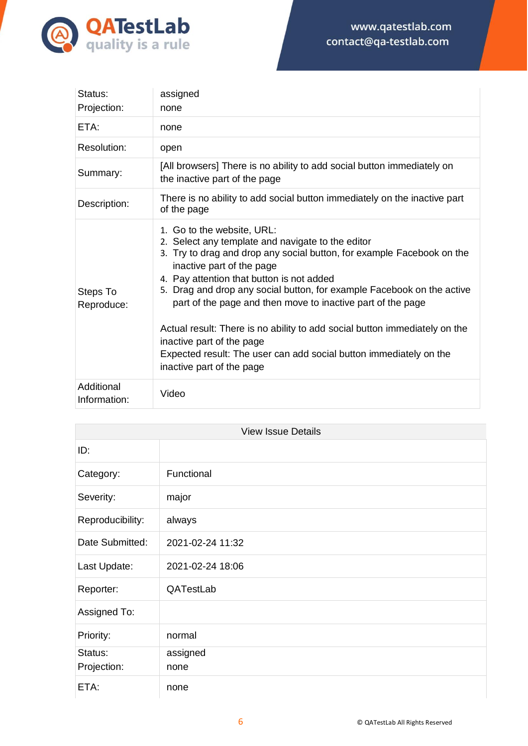| | |
|---|---|
| Status:<br>Projection: | assigned<br>none |
| ETA: | none |
| Resolution: | open |
| Summary: | [All browsers] There is no ability to add social button immediately on the inactive part of the page |
| Description: | There is no ability to add social button immediately on the inactive part of the page |
| Steps To Reproduce: | 1. Go to the website, URL:<br>2. Select any template and navigate to the editor<br>3. Try to drag and drop any social button, for example Facebook on the inactive part of the page<br>4. Pay attention that button is not added<br>5. Drag and drop any social button, for example Facebook on the active part of the page and then move to inactive part of the page<br><br>Actual result: There is no ability to add social button immediately on the inactive part of the page<br>Expected result: The user can add social button immediately on the inactive part of the page |
| Additional Information: | Video |

| View Issue Details | |
|---|---|
| ID: | |
| Category: | Functional |
| Severity: | major |
| Reproducibility: | always |
| Date Submitted: | 2021-02-24 11:32 |
| Last Update: | 2021-02-24 18:06 |
| Reporter: | QATestLab |
| Assigned To: | |
| Priority: | normal |
| Status:<br>Projection: | assigned<br>none |
| ETA: | none |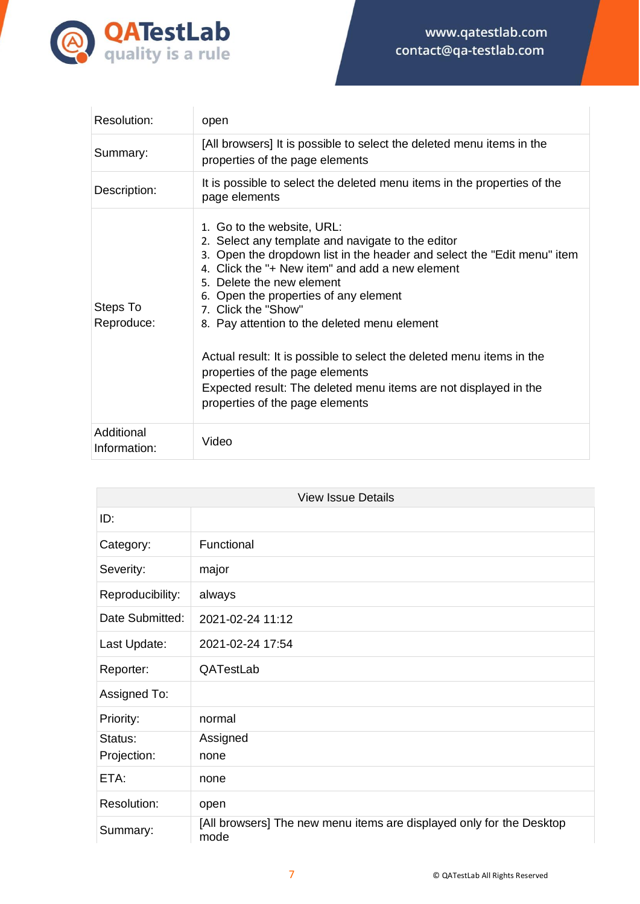| | |
|---|---|
| Resolution: | open |
| Summary: | [All browsers] It is possible to select the deleted menu items in the properties of the page elements |
| Description: | It is possible to select the deleted menu items in the properties of the page elements |
| Steps To Reproduce: | 1. Go to the website, URL:<br>2. Select any template and navigate to the editor<br>3. Open the dropdown list in the header and select the "Edit menu" item<br>4. Click the "+ New item" and add a new element<br>5. Delete the new element<br>6. Open the properties of any element<br>7. Click the "Show"<br>8. Pay attention to the deleted menu element<br><br>Actual result: It is possible to select the deleted menu items in the properties of the page elements<br>Expected result: The deleted menu items are not displayed in the properties of the page elements |
| Additional Information: | Video |

| View Issue Details | |
|---|---|
| ID: | |
| Category: | Functional |
| Severity: | major |
| Reproducibility: | always |
| Date Submitted: | 2021-02-24 11:12 |
| Last Update: | 2021-02-24 17:54 |
| Reporter: | QATestLab |
| Assigned To: | |
| Priority: | normal |
| Status: | Assigned |
| Projection: | none |
| ETA: | none |
| Resolution: | open |
| Summary: | [All browsers] The new menu items are displayed only for the Desktop mode |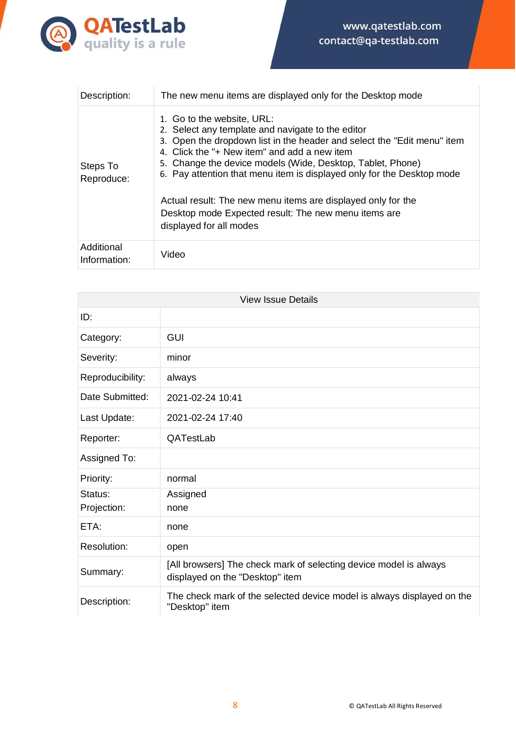| | |
|---|---|
| Description: | The new menu items are displayed only for the Desktop mode |
| Steps To Reproduce: | 1. Go to the website, URL:<br>2. Select any template and navigate to the editor<br>3. Open the dropdown list in the header and select the "Edit menu" item<br>4. Click the "+ New item" and add a new item<br>5. Change the device models (Wide, Desktop, Tablet, Phone)<br>6. Pay attention that menu item is displayed only for the Desktop mode<br><br>Actual result: The new menu items are displayed only for the Desktop mode Expected result: The new menu items are displayed for all modes |
| Additional Information: | Video |

| View Issue Details | |
|---|---|
| ID: | |
| Category: | GUI |
| Severity: | minor |
| Reproducibility: | always |
| Date Submitted: | 2021-02-24 10:41 |
| Last Update: | 2021-02-24 17:40 |
| Reporter: | QATestLab |
| Assigned To: | |
| Priority: | normal |
| Status: | Assigned |
| Projection: | none |
| ETA: | none |
| Resolution: | open |
| Summary: | [All browsers] The check mark of selecting device model is always displayed on the "Desktop" item |
| Description: | The check mark of the selected device model is always displayed on the "Desktop" item |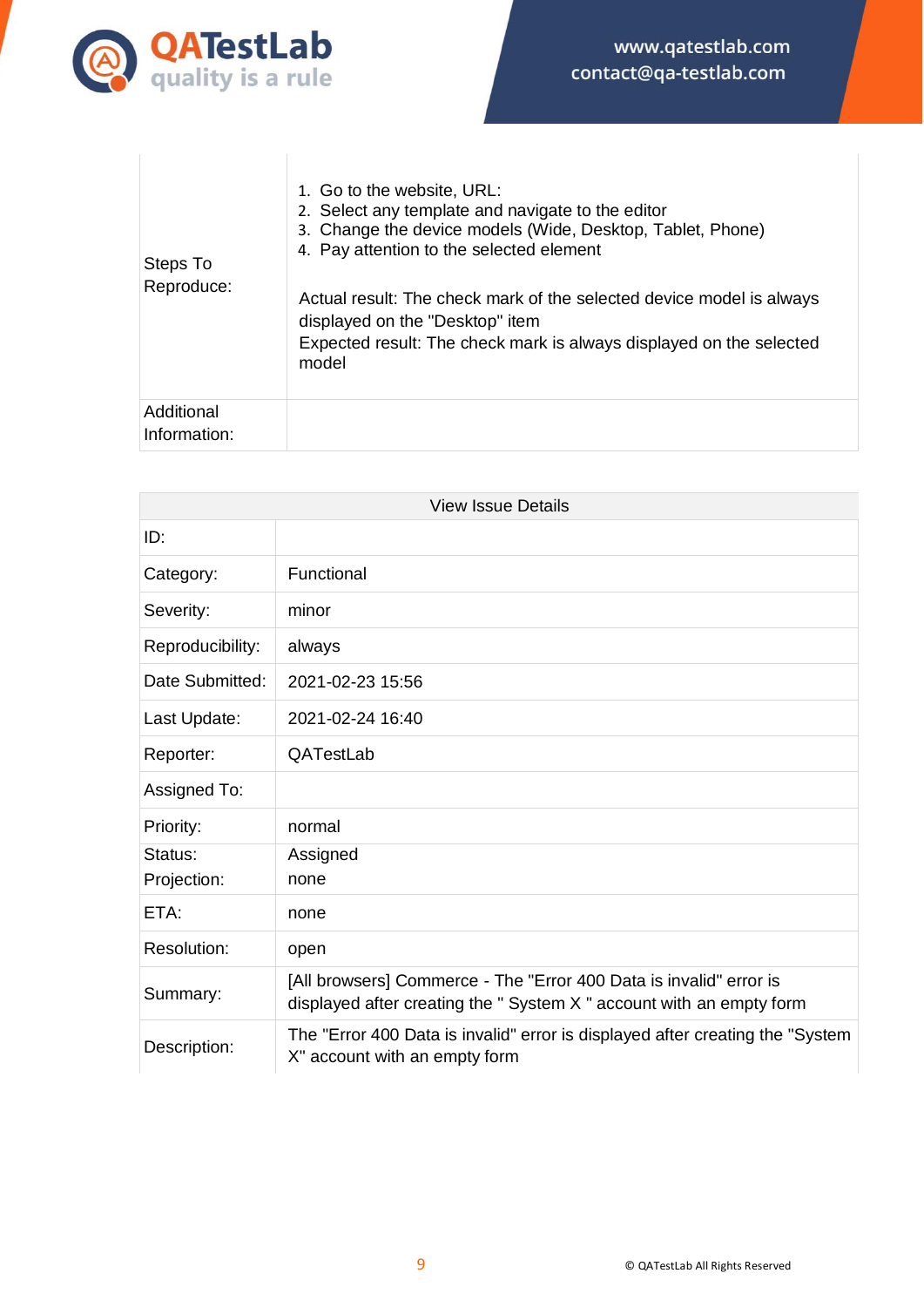| | |
|---|---|
| Steps To Reproduce: | 1. Go to the website, URL:<br>2. Select any template and navigate to the editor<br>3. Change the device models (Wide, Desktop, Tablet, Phone)<br>4. Pay attention to the selected element<br><br>Actual result: The check mark of the selected device model is always displayed on the "Desktop" item<br>Expected result: The check mark is always displayed on the selected model |
| Additional Information: | |

| View Issue Details | |
|---|---|
| ID: | |
| Category: | Functional |
| Severity: | minor |
| Reproducibility: | always |
| Date Submitted: | 2021-02-23 15:56 |
| Last Update: | 2021-02-24 16:40 |
| Reporter: | QATestLab |
| Assigned To: | |
| Priority: | normal |
| Status: | Assigned |
| Projection: | none |
| ETA: | none |
| Resolution: | open |
| Summary: | [All browsers] Commerce - The "Error 400 Data is invalid" error is displayed after creating the " System X " account with an empty form |
| Description: | The "Error 400 Data is invalid" error is displayed after creating the "System X" account with an empty form |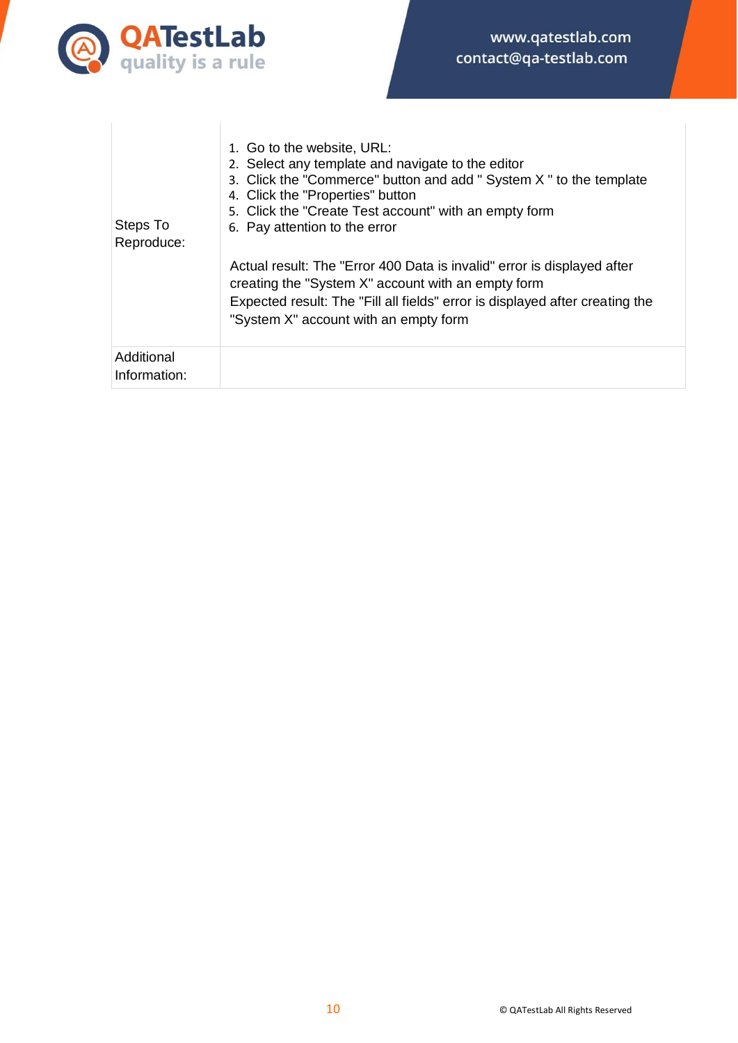| | |
|---|---|
| Steps To Reproduce: | 1. Go to the website, URL:<br>2. Select any template and navigate to the editor<br>3. Click the "Commerce" button and add " System X " to the template<br>4. Click the "Properties" button<br>5. Click the "Create Test account" with an empty form<br>6. Pay attention to the error<br><br>Actual result: The "Error 400 Data is invalid" error is displayed after creating the "System X" account with an empty form<br>Expected result: The "Fill all fields" error is displayed after creating the "System X" account with an empty form |
| Additional Information: | |